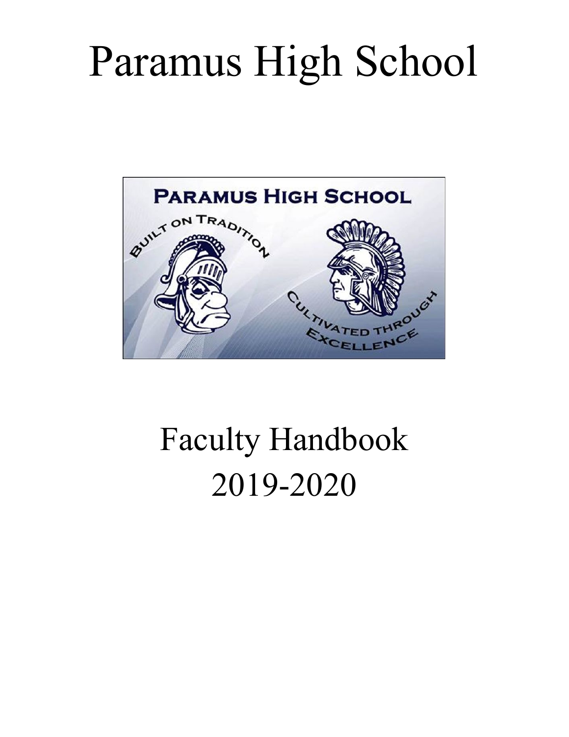# Paramus High School

# Faculty Handbook 2019-2020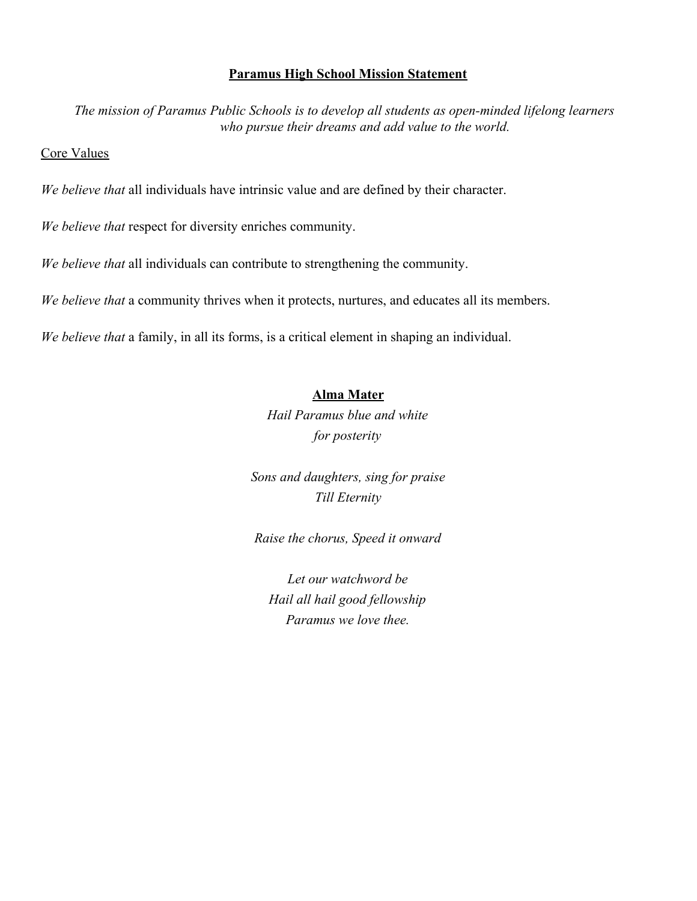## Paramus High School Mission Statement

*The mission of Paramus Public Schools is to develop all students as open-minded lifelong learners who pursue their dreams and add value to the world.*

Core Values

*We believe that* all individuals have intrinsic value and are defined by their character.

*We believe that* respect for diversity enriches community.

*We believe that* all individuals can contribute to strengthening the community.

*We believe that* a community thrives when it protects, nurtures, and educates all its members.

*We believe that* a family, in all its forms, is a critical element in shaping an individual.

## Alma Mater

*Hail Paramus blue and white*
*for posterity*

*Sons and daughters, sing for praise*
*Till Eternity*

*Raise the chorus, Speed it onward*

*Let our watchword be*
*Hail all hail good fellowship*
*Paramus we love thee.*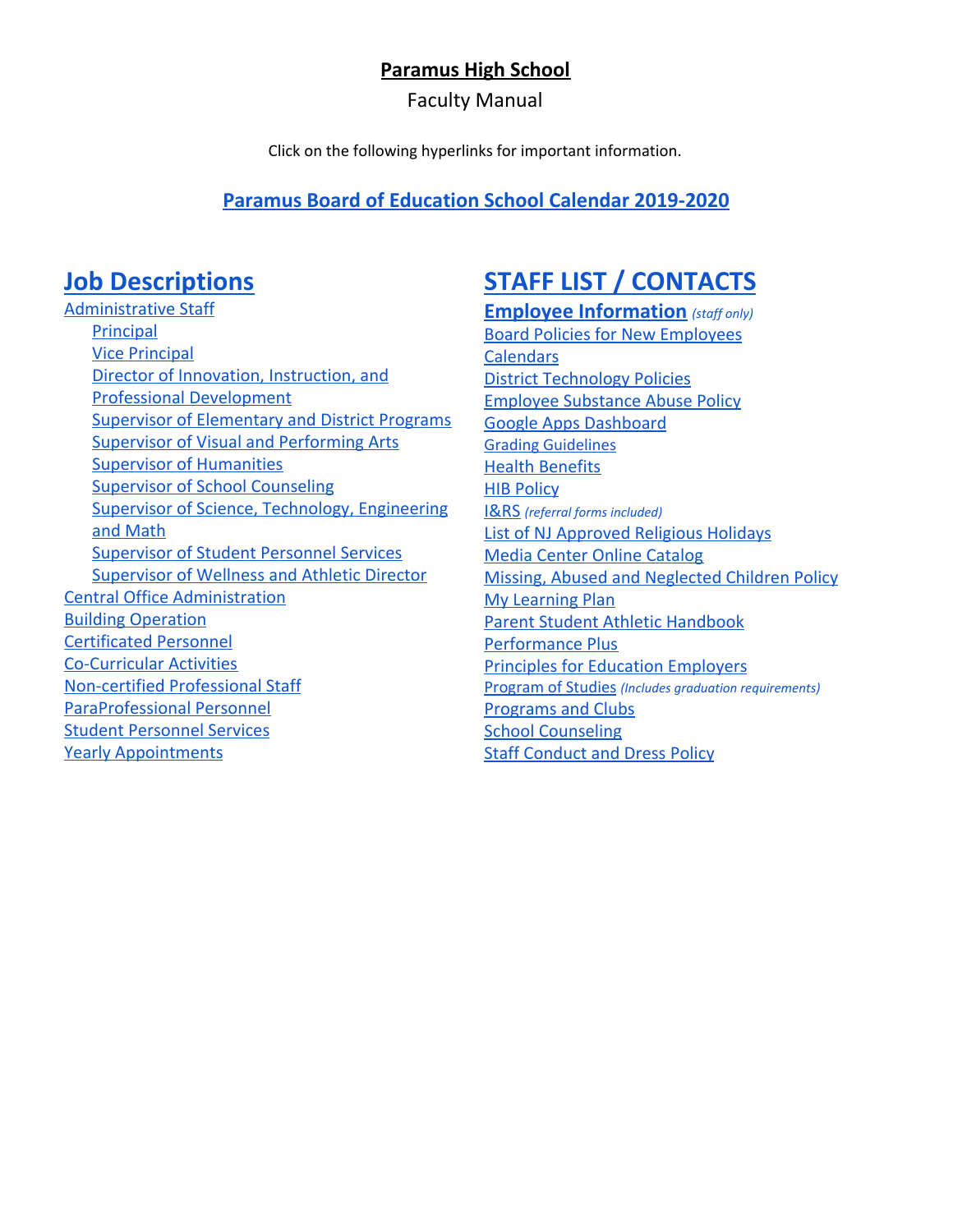# Paramus High School

Faculty Manual

Click on the following hyperlinks for important information.

## Paramus Board of Education School Calendar 2019-2020

## Job Descriptions

- Administrative Staff
  - Principal
  - Vice Principal
  - Director of Innovation, Instruction, and Professional Development
  - Supervisor of Elementary and District Programs
  - Supervisor of Visual and Performing Arts
  - Supervisor of Humanities
  - Supervisor of School Counseling
  - Supervisor of Science, Technology, Engineering and Math
  - Supervisor of Student Personnel Services
  - Supervisor of Wellness and Athletic Director
- Central Office Administration
- Building Operation
- Certificated Personnel
- Co-Curricular Activities
- Non-certified Professional Staff
- ParaProfessional Personnel
- Student Personnel Services
- Yearly Appointments

## STAFF LIST / CONTACTS

**Employee Information** *(staff only)*

- Board Policies for New Employees
- Calendars
- District Technology Policies
- Employee Substance Abuse Policy
- Google Apps Dashboard
- Grading Guidelines
- Health Benefits
- HIB Policy
- I&RS *(referral forms included)*
- List of NJ Approved Religious Holidays
- Media Center Online Catalog
- Missing, Abused and Neglected Children Policy
- My Learning Plan
- Parent Student Athletic Handbook
- Performance Plus
- Principles for Education Employers
- Program of Studies *(Includes graduation requirements)*
- Programs and Clubs
- School Counseling
- Staff Conduct and Dress Policy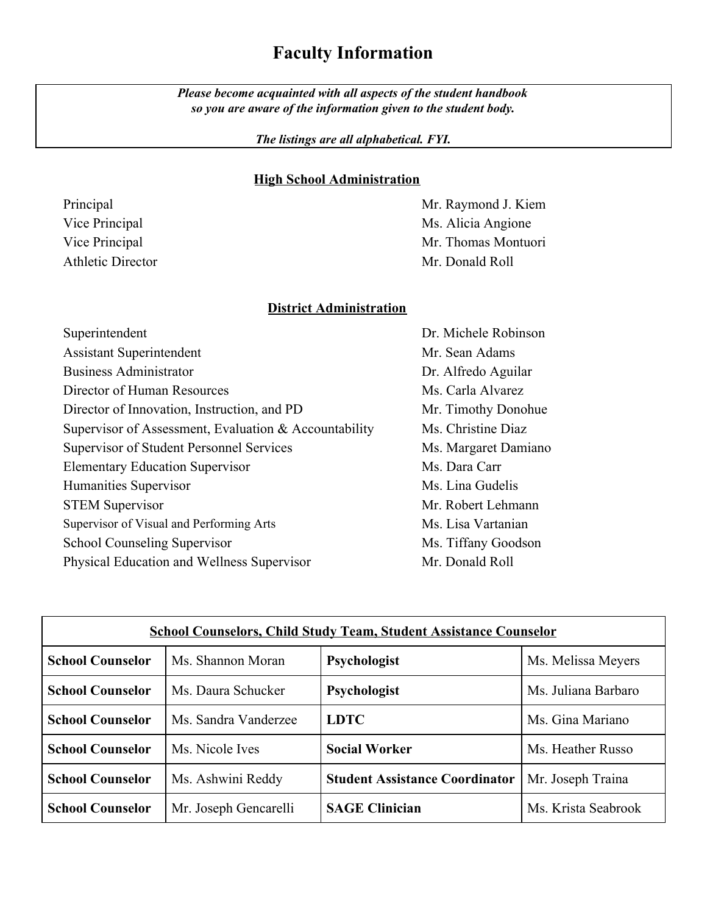# Faculty Information

***Please become acquainted with all aspects of the student handbook so you are aware of the information given to the student body.***

***The listings are all alphabetical. FYI.***

## High School Administration

| | |
|---|---|
| Principal | Mr. Raymond J. Kiem |
| Vice Principal | Ms. Alicia Angione |
| Vice Principal | Mr. Thomas Montuori |
| Athletic Director | Mr. Donald Roll |

## District Administration

| | |
|---|---|
| Superintendent | Dr. Michele Robinson |
| Assistant Superintendent | Mr. Sean Adams |
| Business Administrator | Dr. Alfredo Aguilar |
| Director of Human Resources | Ms. Carla Alvarez |
| Director of Innovation, Instruction, and PD | Mr. Timothy Donohue |
| Supervisor of Assessment, Evaluation & Accountability | Ms. Christine Diaz |
| Supervisor of Student Personnel Services | Ms. Margaret Damiano |
| Elementary Education Supervisor | Ms. Dara Carr |
| Humanities Supervisor | Ms. Lina Gudelis |
| STEM Supervisor | Mr. Robert Lehmann |
| Supervisor of Visual and Performing Arts | Ms. Lisa Vartanian |
| School Counseling Supervisor | Ms. Tiffany Goodson |
| Physical Education and Wellness Supervisor | Mr. Donald Roll |

| School Counselors, Child Study Team, Student Assistance Counselor | | | |
|---|---|---|---|
| **School Counselor** | Ms. Shannon Moran | **Psychologist** | Ms. Melissa Meyers |
| **School Counselor** | Ms. Daura Schucker | **Psychologist** | Ms. Juliana Barbaro |
| **School Counselor** | Ms. Sandra Vanderzee | **LDTC** | Ms. Gina Mariano |
| **School Counselor** | Ms. Nicole Ives | **Social Worker** | Ms. Heather Russo |
| **School Counselor** | Ms. Ashwini Reddy | **Student Assistance Coordinator** | Mr. Joseph Traina |
| **School Counselor** | Mr. Joseph Gencarelli | **SAGE Clinician** | Ms. Krista Seabrook |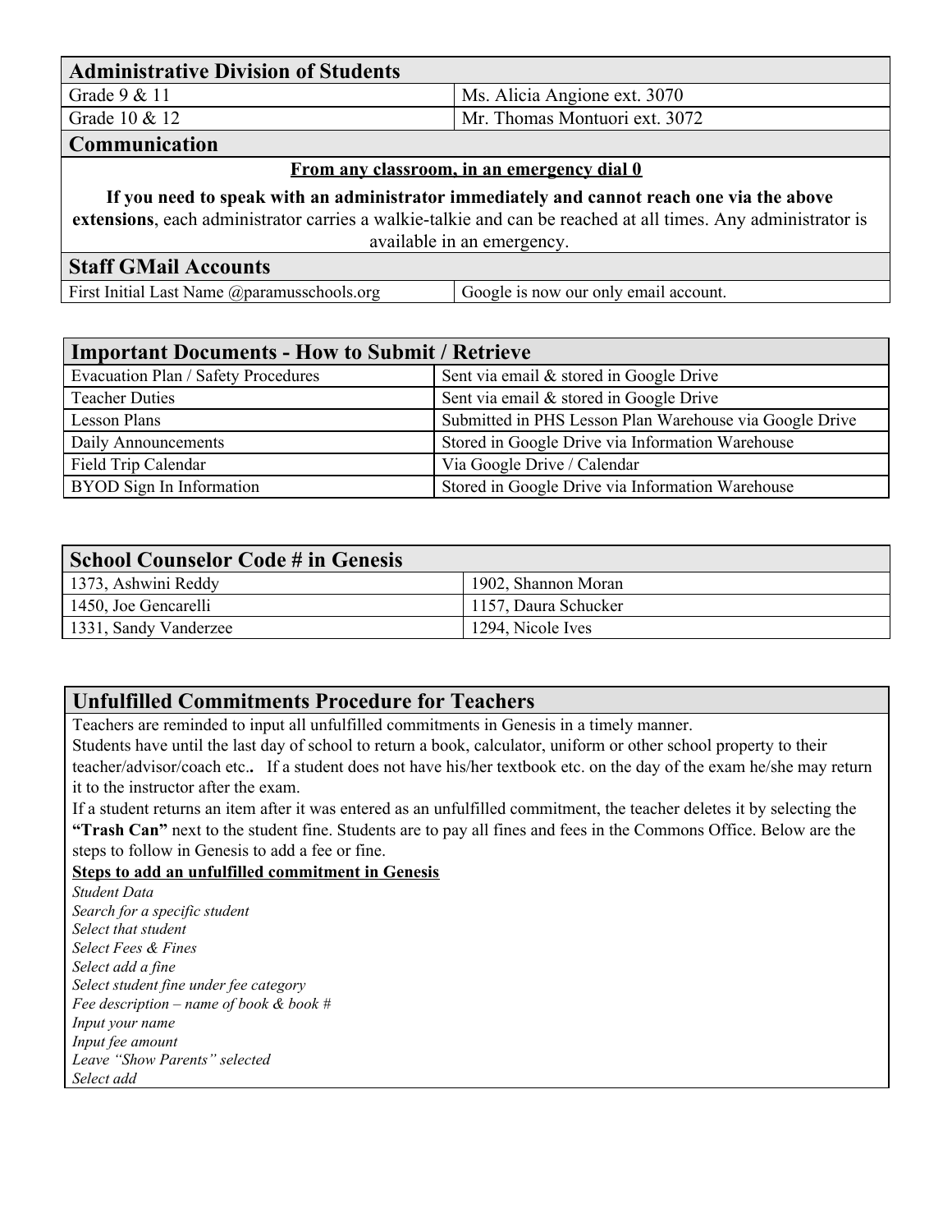| Administrative Division of Students | |
|---|---|
| Grade 9 & 11 | Ms. Alicia Angione ext. 3070 |
| Grade 10 & 12 | Mr. Thomas Montuori ext. 3072 |

## Communication

**From any classroom, in an emergency dial 0**

**If you need to speak with an administrator immediately and cannot reach one via the above extensions**, each administrator carries a walkie-talkie and can be reached at all times. Any administrator is available in an emergency.

| Staff GMail Accounts | |
|---|---|
| First Initial Last Name @paramusschools.org | Google is now our only email account. |

| Important Documents - How to Submit / Retrieve | |
|---|---|
| Evacuation Plan / Safety Procedures | Sent via email & stored in Google Drive |
| Teacher Duties | Sent via email & stored in Google Drive |
| Lesson Plans | Submitted in PHS Lesson Plan Warehouse via Google Drive |
| Daily Announcements | Stored in Google Drive via Information Warehouse |
| Field Trip Calendar | Via Google Drive / Calendar |
| BYOD Sign In Information | Stored in Google Drive via Information Warehouse |

| School Counselor Code # in Genesis | |
|---|---|
| 1373, Ashwini Reddy | 1902, Shannon Moran |
| 1450, Joe Gencarelli | 1157, Daura Schucker |
| 1331, Sandy Vanderzee | 1294, Nicole Ives |

## Unfulfilled Commitments Procedure for Teachers

Teachers are reminded to input all unfulfilled commitments in Genesis in a timely manner.

Students have until the last day of school to return a book, calculator, uniform or other school property to their teacher/advisor/coach etc**..** If a student does not have his/her textbook etc. on the day of the exam he/she may return it to the instructor after the exam.

If a student returns an item after it was entered as an unfulfilled commitment, the teacher deletes it by selecting the **"Trash Can"** next to the student fine. Students are to pay all fines and fees in the Commons Office. Below are the steps to follow in Genesis to add a fee or fine.

**Steps to add an unfulfilled commitment in Genesis**

*Student Data*
*Search for a specific student*
*Select that student*
*Select Fees & Fines*
*Select add a fine*
*Select student fine under fee category*
*Fee description – name of book & book #*
*Input your name*
*Input fee amount*
*Leave "Show Parents" selected*
*Select add*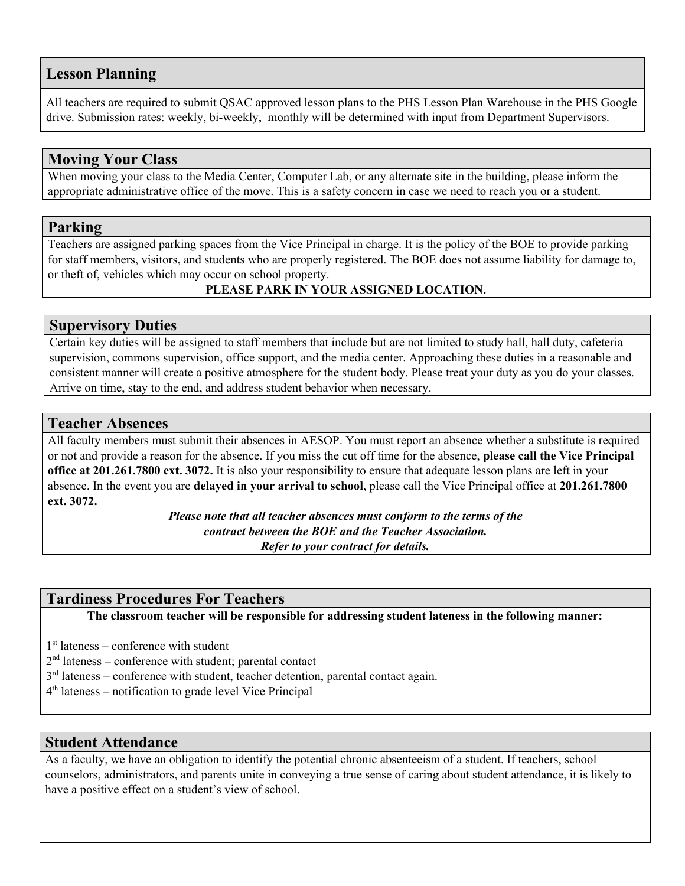## Lesson Planning

All teachers are required to submit QSAC approved lesson plans to the PHS Lesson Plan Warehouse in the PHS Google drive. Submission rates: weekly, bi-weekly, monthly will be determined with input from Department Supervisors.

## Moving Your Class

When moving your class to the Media Center, Computer Lab, or any alternate site in the building, please inform the appropriate administrative office of the move. This is a safety concern in case we need to reach you or a student.

## Parking

Teachers are assigned parking spaces from the Vice Principal in charge. It is the policy of the BOE to provide parking for staff members, visitors, and students who are properly registered. The BOE does not assume liability for damage to, or theft of, vehicles which may occur on school property.

**PLEASE PARK IN YOUR ASSIGNED LOCATION.**

## Supervisory Duties

Certain key duties will be assigned to staff members that include but are not limited to study hall, hall duty, cafeteria supervision, commons supervision, office support, and the media center. Approaching these duties in a reasonable and consistent manner will create a positive atmosphere for the student body. Please treat your duty as you do your classes. Arrive on time, stay to the end, and address student behavior when necessary.

## Teacher Absences

All faculty members must submit their absences in AESOP. You must report an absence whether a substitute is required or not and provide a reason for the absence. If you miss the cut off time for the absence, **please call the Vice Principal office at 201.261.7800 ext. 3072.** It is also your responsibility to ensure that adequate lesson plans are left in your absence. In the event you are **delayed in your arrival to school**, please call the Vice Principal office at **201.261.7800 ext. 3072.**

***Please note that all teacher absences must conform to the terms of the contract between the BOE and the Teacher Association. Refer to your contract for details.***

## Tardiness Procedures For Teachers

**The classroom teacher will be responsible for addressing student lateness in the following manner:**

1st lateness – conference with student
2nd lateness – conference with student; parental contact
3rd lateness – conference with student, teacher detention, parental contact again.
4th lateness – notification to grade level Vice Principal

## Student Attendance

As a faculty, we have an obligation to identify the potential chronic absenteeism of a student. If teachers, school counselors, administrators, and parents unite in conveying a true sense of caring about student attendance, it is likely to have a positive effect on a student's view of school.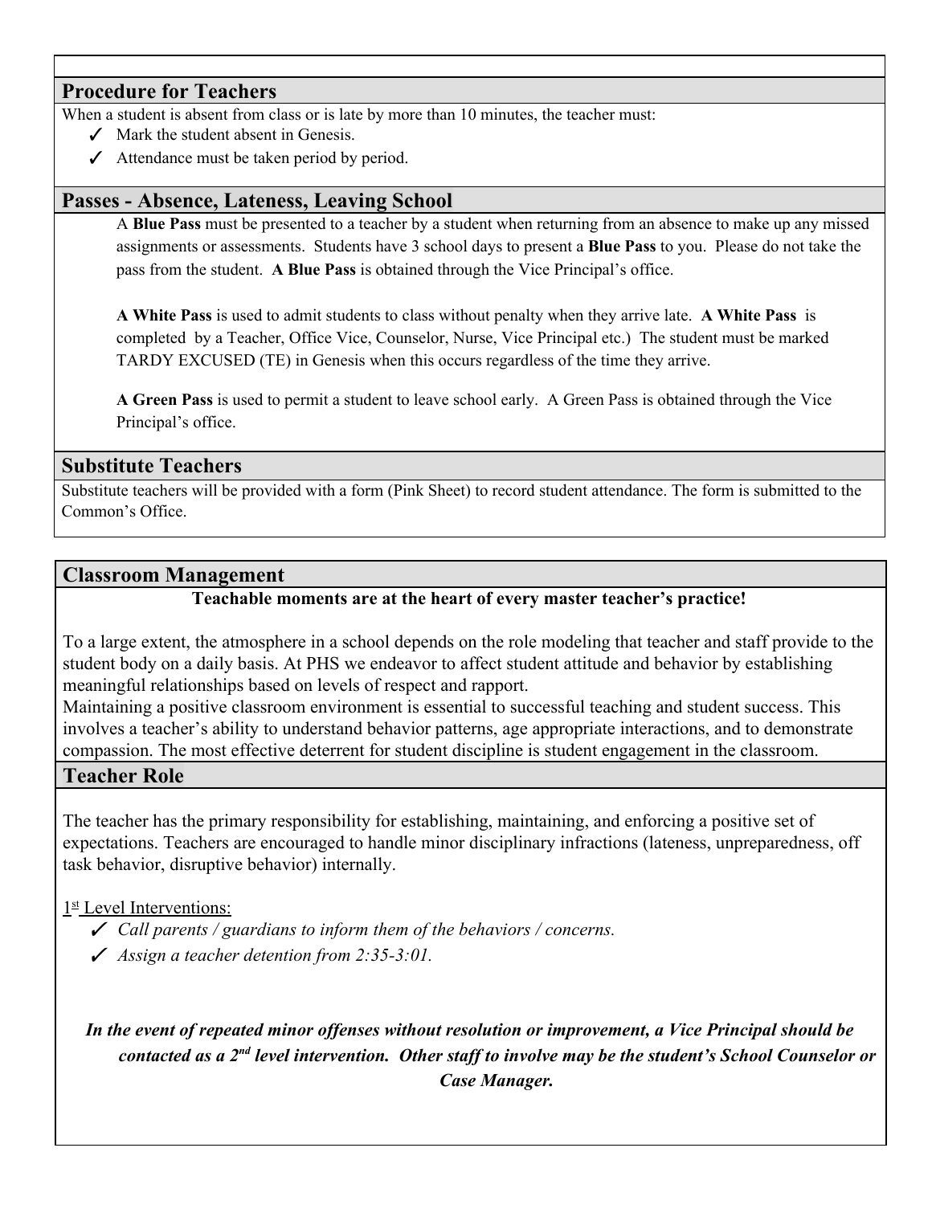## Procedure for Teachers

When a student is absent from class or is late by more than 10 minutes, the teacher must:

- ✓ Mark the student absent in Genesis.
- ✓ Attendance must be taken period by period.

## Passes - Absence, Lateness, Leaving School

A **Blue Pass** must be presented to a teacher by a student when returning from an absence to make up any missed assignments or assessments. Students have 3 school days to present a **Blue Pass** to you. Please do not take the pass from the student. **A Blue Pass** is obtained through the Vice Principal's office.

**A White Pass** is used to admit students to class without penalty when they arrive late. **A White Pass** is completed by a Teacher, Office Vice, Counselor, Nurse, Vice Principal etc.) The student must be marked TARDY EXCUSED (TE) in Genesis when this occurs regardless of the time they arrive.

**A Green Pass** is used to permit a student to leave school early. A Green Pass is obtained through the Vice Principal's office.

## Substitute Teachers

Substitute teachers will be provided with a form (Pink Sheet) to record student attendance. The form is submitted to the Common's Office.

## Classroom Management

**Teachable moments are at the heart of every master teacher's practice!**

To a large extent, the atmosphere in a school depends on the role modeling that teacher and staff provide to the student body on a daily basis. At PHS we endeavor to affect student attitude and behavior by establishing meaningful relationships based on levels of respect and rapport.

Maintaining a positive classroom environment is essential to successful teaching and student success. This involves a teacher's ability to understand behavior patterns, age appropriate interactions, and to demonstrate compassion. The most effective deterrent for student discipline is student engagement in the classroom.

## Teacher Role

The teacher has the primary responsibility for establishing, maintaining, and enforcing a positive set of expectations. Teachers are encouraged to handle minor disciplinary infractions (lateness, unpreparedness, off task behavior, disruptive behavior) internally.

1st Level Interventions:

- ✓ *Call parents / guardians to inform them of the behaviors / concerns.*
- ✓ *Assign a teacher detention from 2:35-3:01.*

***In the event of repeated minor offenses without resolution or improvement, a Vice Principal should be contacted as a 2nd level intervention. Other staff to involve may be the student's School Counselor or Case Manager.***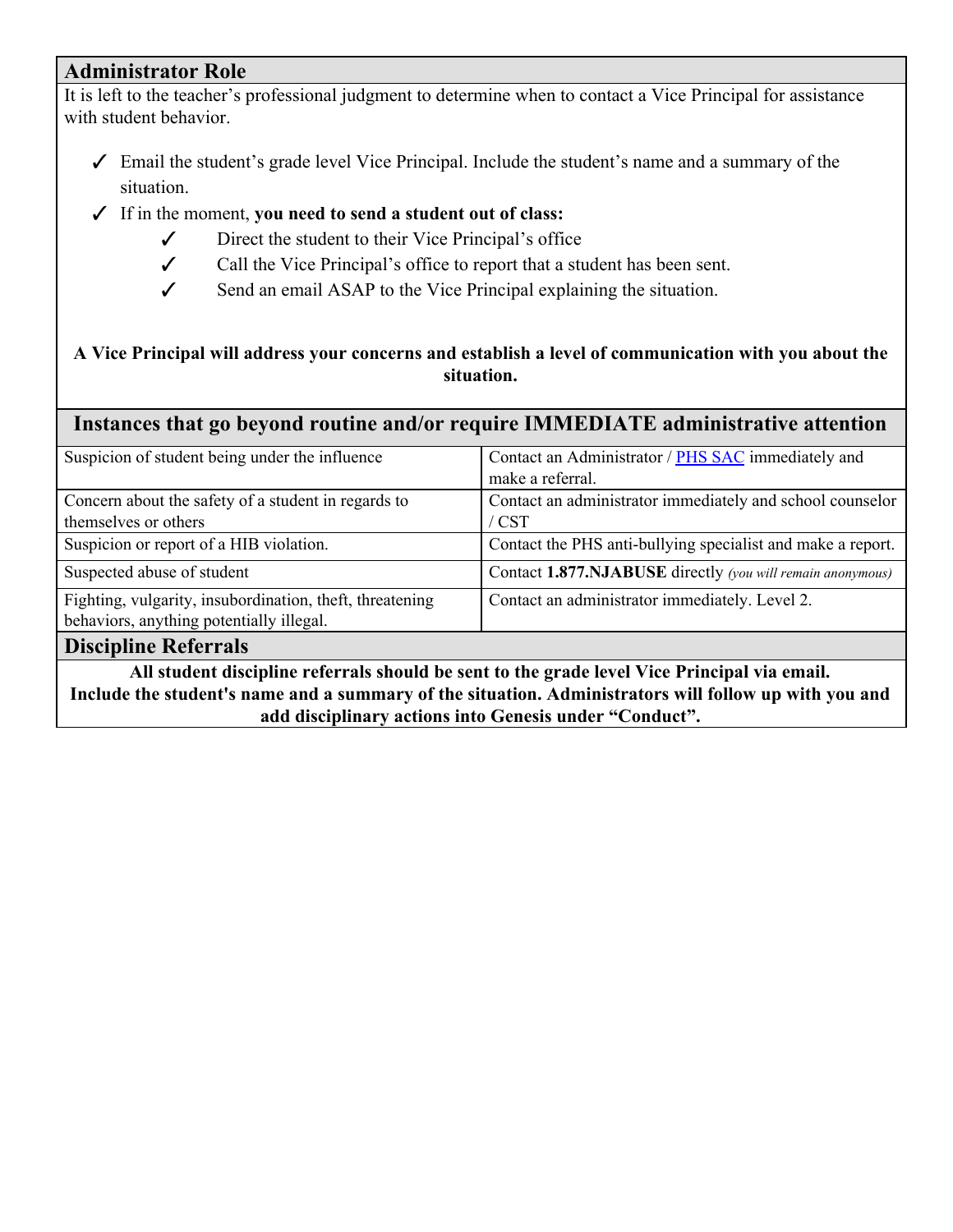## Administrator Role

It is left to the teacher's professional judgment to determine when to contact a Vice Principal for assistance with student behavior.

- ✓ Email the student's grade level Vice Principal. Include the student's name and a summary of the situation.
- ✓ If in the moment, **you need to send a student out of class:**
  - ✓ Direct the student to their Vice Principal's office
  - ✓ Call the Vice Principal's office to report that a student has been sent.
  - ✓ Send an email ASAP to the Vice Principal explaining the situation.

**A Vice Principal will address your concerns and establish a level of communication with you about the situation.**

## Instances that go beyond routine and/or require IMMEDIATE administrative attention

| | |
|---|---|
| Suspicion of student being under the influence | Contact an Administrator / PHS SAC immediately and make a referral. |
| Concern about the safety of a student in regards to themselves or others | Contact an administrator immediately and school counselor / CST |
| Suspicion or report of a HIB violation. | Contact the PHS anti-bullying specialist and make a report. |
| Suspected abuse of student | Contact **1.877.NJABUSE** directly *(you will remain anonymous)* |
| Fighting, vulgarity, insubordination, theft, threatening behaviors, anything potentially illegal. | Contact an administrator immediately. Level 2. |

## Discipline Referrals

**All student discipline referrals should be sent to the grade level Vice Principal via email. Include the student's name and a summary of the situation. Administrators will follow up with you and add disciplinary actions into Genesis under "Conduct".**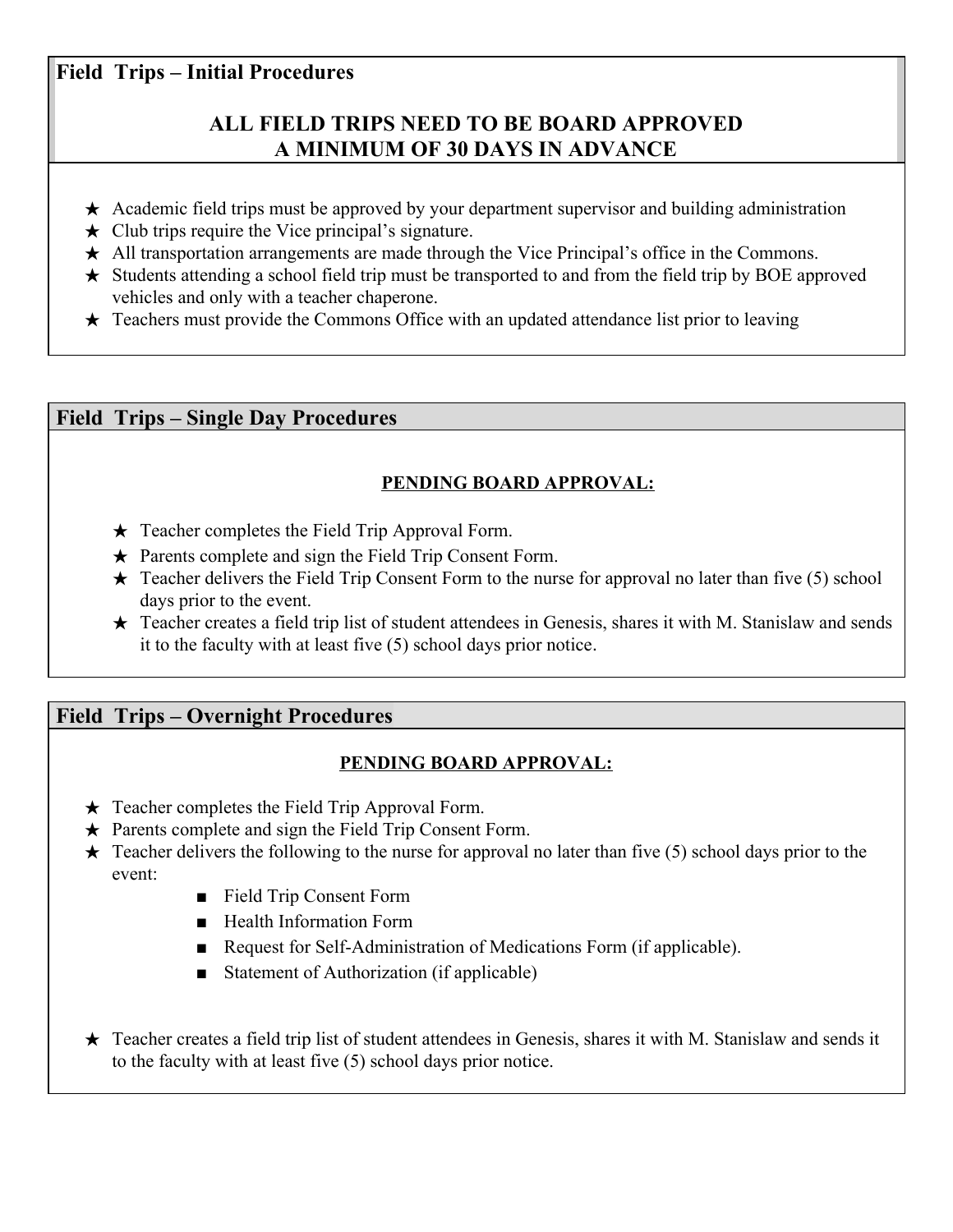## Field Trips – Initial Procedures

**ALL FIELD TRIPS NEED TO BE BOARD APPROVED**
**A MINIMUM OF 30 DAYS IN ADVANCE**

- ★ Academic field trips must be approved by your department supervisor and building administration
- ★ Club trips require the Vice principal's signature.
- ★ All transportation arrangements are made through the Vice Principal's office in the Commons.
- ★ Students attending a school field trip must be transported to and from the field trip by BOE approved vehicles and only with a teacher chaperone.
- ★ Teachers must provide the Commons Office with an updated attendance list prior to leaving

## Field Trips – Single Day Procedures

**PENDING BOARD APPROVAL:**

- ★ Teacher completes the Field Trip Approval Form.
- ★ Parents complete and sign the Field Trip Consent Form.
- ★ Teacher delivers the Field Trip Consent Form to the nurse for approval no later than five (5) school days prior to the event.
- ★ Teacher creates a field trip list of student attendees in Genesis, shares it with M. Stanislaw and sends it to the faculty with at least five (5) school days prior notice.

## Field Trips – Overnight Procedures

**PENDING BOARD APPROVAL:**

- ★ Teacher completes the Field Trip Approval Form.
- ★ Parents complete and sign the Field Trip Consent Form.
- ★ Teacher delivers the following to the nurse for approval no later than five (5) school days prior to the event:
  - Field Trip Consent Form
  - Health Information Form
  - Request for Self-Administration of Medications Form (if applicable).
  - Statement of Authorization (if applicable)
- ★ Teacher creates a field trip list of student attendees in Genesis, shares it with M. Stanislaw and sends it to the faculty with at least five (5) school days prior notice.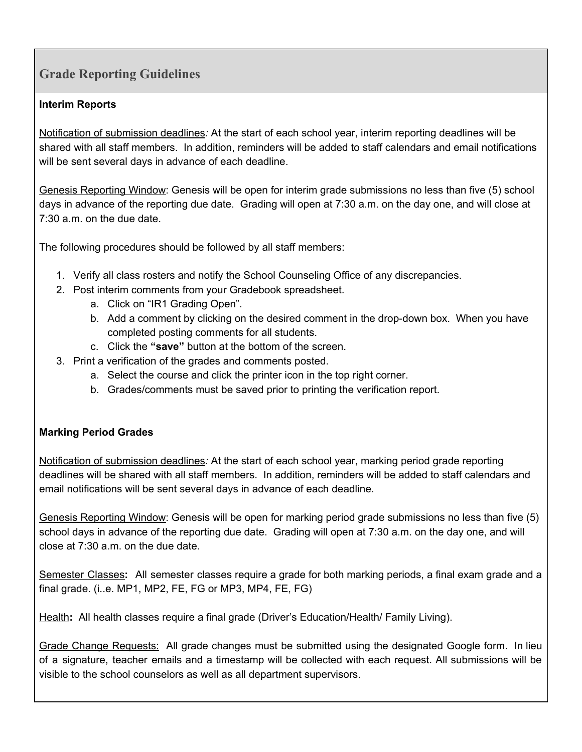## Grade Reporting Guidelines

**Interim Reports**

Notification of submission deadlines*:* At the start of each school year, interim reporting deadlines will be shared with all staff members. In addition, reminders will be added to staff calendars and email notifications will be sent several days in advance of each deadline.

Genesis Reporting Window: Genesis will be open for interim grade submissions no less than five (5) school days in advance of the reporting due date. Grading will open at 7:30 a.m. on the day one, and will close at 7:30 a.m. on the due date.

The following procedures should be followed by all staff members:

1. Verify all class rosters and notify the School Counseling Office of any discrepancies.
2. Post interim comments from your Gradebook spreadsheet.
   a. Click on "IR1 Grading Open".
   b. Add a comment by clicking on the desired comment in the drop-down box. When you have completed posting comments for all students.
   c. Click the **"save"** button at the bottom of the screen.
3. Print a verification of the grades and comments posted.
   a. Select the course and click the printer icon in the top right corner.
   b. Grades/comments must be saved prior to printing the verification report.

**Marking Period Grades**

Notification of submission deadlines*:* At the start of each school year, marking period grade reporting deadlines will be shared with all staff members. In addition, reminders will be added to staff calendars and email notifications will be sent several days in advance of each deadline.

Genesis Reporting Window: Genesis will be open for marking period grade submissions no less than five (5) school days in advance of the reporting due date. Grading will open at 7:30 a.m. on the day one, and will close at 7:30 a.m. on the due date.

Semester Classes**:** All semester classes require a grade for both marking periods, a final exam grade and a final grade. (i..e. MP1, MP2, FE, FG or MP3, MP4, FE, FG)

Health**:** All health classes require a final grade (Driver's Education/Health/ Family Living).

Grade Change Requests: All grade changes must be submitted using the designated Google form. In lieu of a signature, teacher emails and a timestamp will be collected with each request. All submissions will be visible to the school counselors as well as all department supervisors.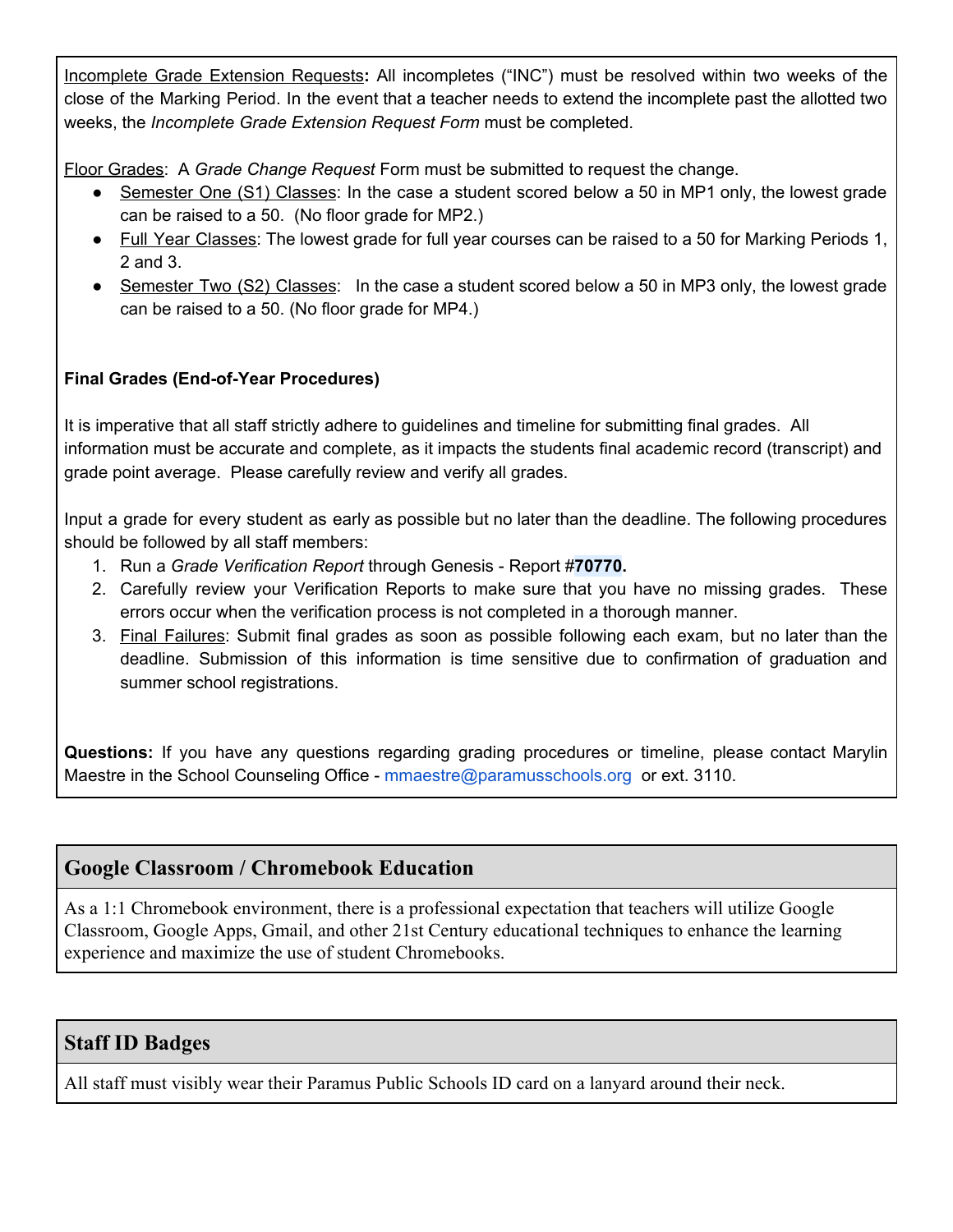Incomplete Grade Extension Requests**:** All incompletes ("INC") must be resolved within two weeks of the close of the Marking Period. In the event that a teacher needs to extend the incomplete past the allotted two weeks, the *Incomplete Grade Extension Request Form* must be completed.

Floor Grades: A *Grade Change Request* Form must be submitted to request the change.

- Semester One (S1) Classes: In the case a student scored below a 50 in MP1 only, the lowest grade can be raised to a 50. (No floor grade for MP2.)
- Full Year Classes: The lowest grade for full year courses can be raised to a 50 for Marking Periods 1, 2 and 3.
- Semester Two (S2) Classes: In the case a student scored below a 50 in MP3 only, the lowest grade can be raised to a 50. (No floor grade for MP4.)

**Final Grades (End-of-Year Procedures)**

It is imperative that all staff strictly adhere to guidelines and timeline for submitting final grades. All information must be accurate and complete, as it impacts the students final academic record (transcript) and grade point average. Please carefully review and verify all grades.

Input a grade for every student as early as possible but no later than the deadline. The following procedures should be followed by all staff members:

1. Run a *Grade Verification Report* through Genesis - Report #**70770.**
2. Carefully review your Verification Reports to make sure that you have no missing grades. These errors occur when the verification process is not completed in a thorough manner.
3. Final Failures: Submit final grades as soon as possible following each exam, but no later than the deadline. Submission of this information is time sensitive due to confirmation of graduation and summer school registrations.

**Questions:** If you have any questions regarding grading procedures or timeline, please contact Marylin Maestre in the School Counseling Office - mmaestre@paramusschools.org or ext. 3110.

## Google Classroom / Chromebook Education

As a 1:1 Chromebook environment, there is a professional expectation that teachers will utilize Google Classroom, Google Apps, Gmail, and other 21st Century educational techniques to enhance the learning experience and maximize the use of student Chromebooks.

## Staff ID Badges

All staff must visibly wear their Paramus Public Schools ID card on a lanyard around their neck.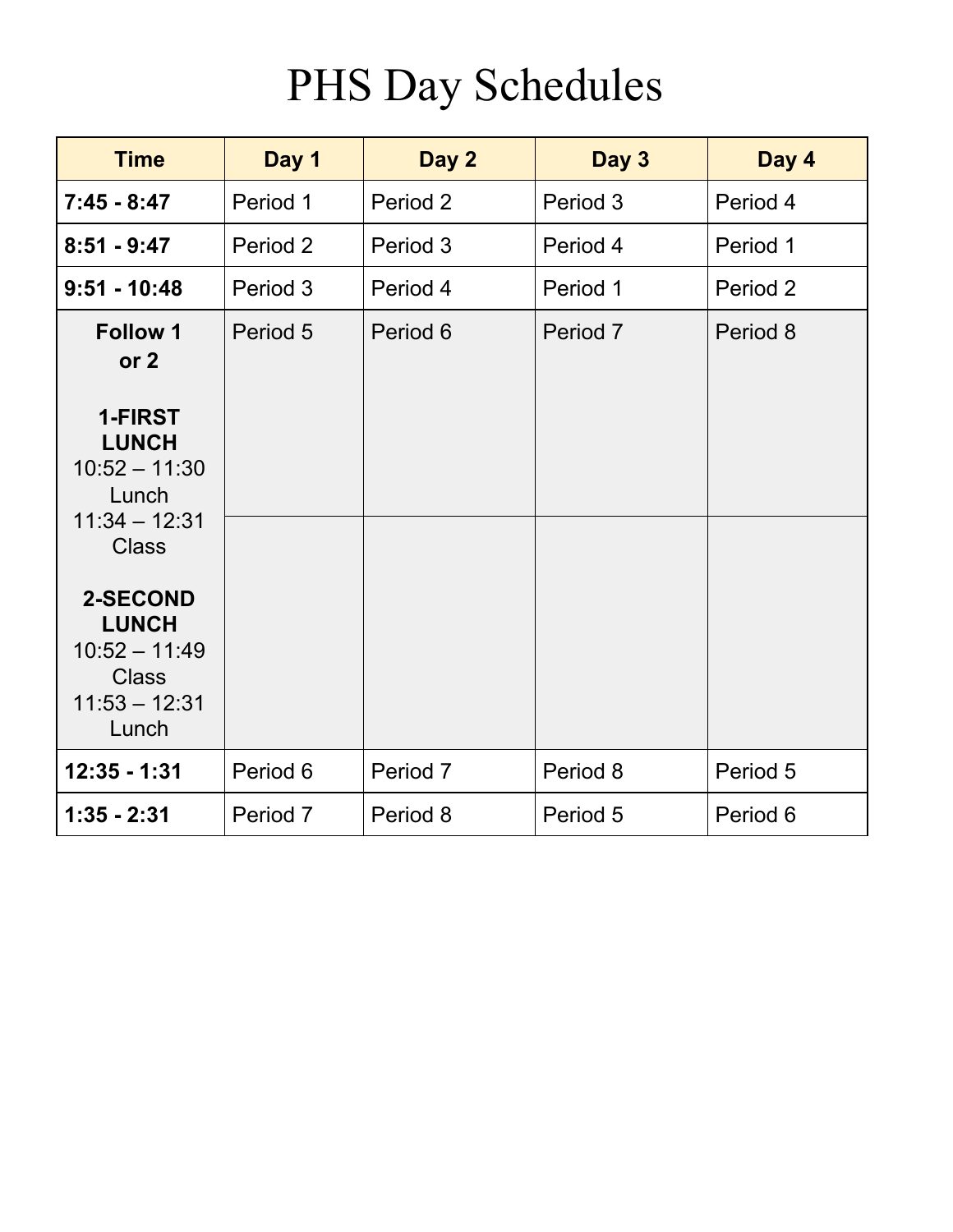# PHS Day Schedules

| Time | Day 1 | Day 2 | Day 3 | Day 4 |
|---|---|---|---|---|
| **7:45 - 8:47** | Period 1 | Period 2 | Period 3 | Period 4 |
| **8:51 - 9:47** | Period 2 | Period 3 | Period 4 | Period 1 |
| **9:51 - 10:48** | Period 3 | Period 4 | Period 1 | Period 2 |
| **Follow 1 or 2**<br><br>**1-FIRST LUNCH**<br>10:52 – 11:30 Lunch<br>11:34 – 12:31 Class<br><br>**2-SECOND LUNCH**<br>10:52 – 11:49 Class<br>11:53 – 12:31 Lunch | Period 5 | Period 6 | Period 7 | Period 8 |
| **12:35 - 1:31** | Period 6 | Period 7 | Period 8 | Period 5 |
| **1:35 - 2:31** | Period 7 | Period 8 | Period 5 | Period 6 |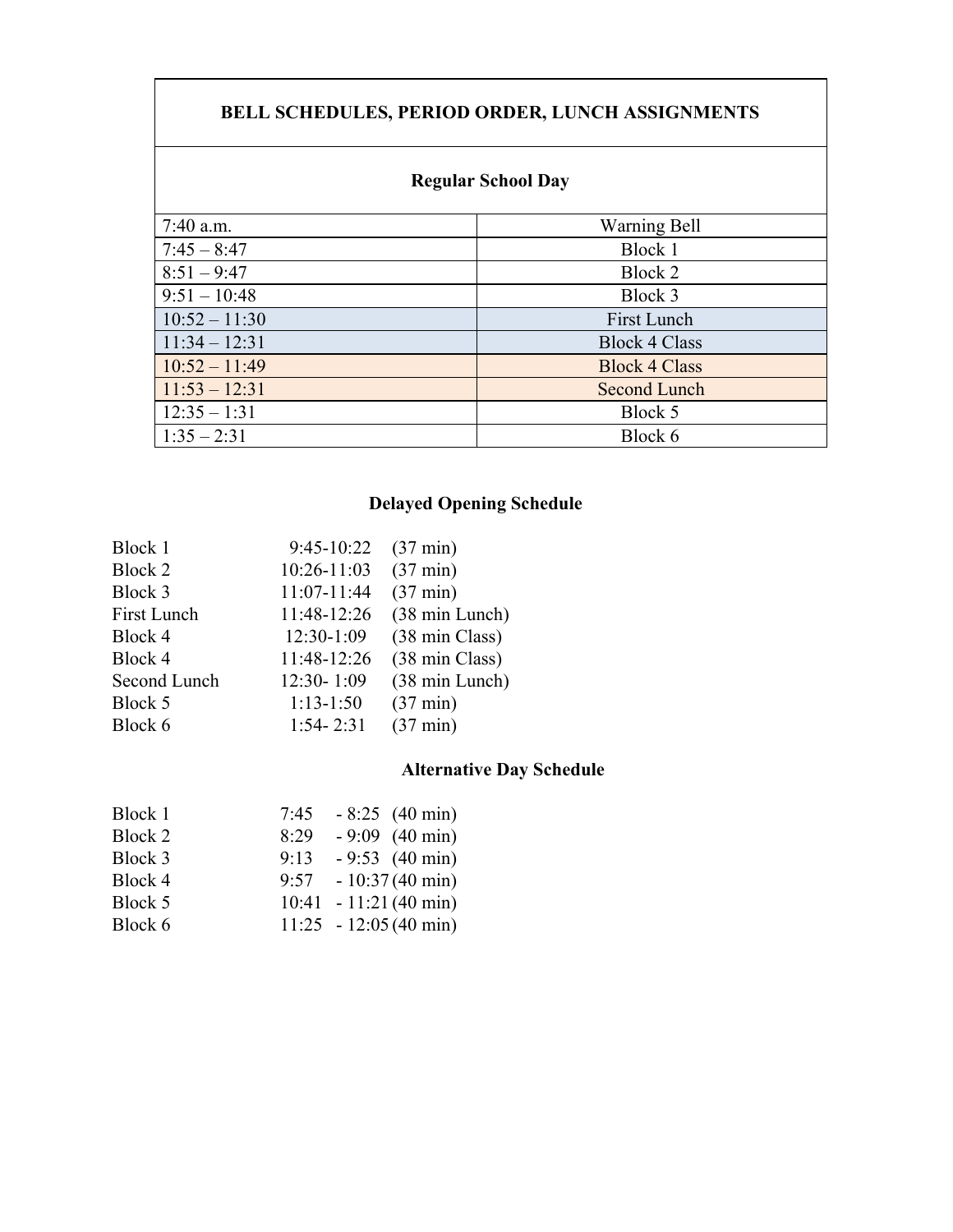| BELL SCHEDULES, PERIOD ORDER, LUNCH ASSIGNMENTS | |
|---|---|
| **Regular School Day** | |
| 7:40 a.m. | Warning Bell |
| 7:45 – 8:47 | Block 1 |
| 8:51 – 9:47 | Block 2 |
| 9:51 – 10:48 | Block 3 |
| 10:52 – 11:30 | First Lunch |
| 11:34 – 12:31 | Block 4 Class |
| 10:52 – 11:49 | Block 4 Class |
| 11:53 – 12:31 | Second Lunch |
| 12:35 – 1:31 | Block 5 |
| 1:35 – 2:31 | Block 6 |

## Delayed Opening Schedule

| | | |
|---|---|---|
| Block 1 | 9:45-10:22 | (37 min) |
| Block 2 | 10:26-11:03 | (37 min) |
| Block 3 | 11:07-11:44 | (37 min) |
| First Lunch | 11:48-12:26 | (38 min Lunch) |
| Block 4 | 12:30-1:09 | (38 min Class) |
| Block 4 | 11:48-12:26 | (38 min Class) |
| Second Lunch | 12:30- 1:09 | (38 min Lunch) |
| Block 5 | 1:13-1:50 | (37 min) |
| Block 6 | 1:54- 2:31 | (37 min) |

## Alternative Day Schedule

| | | |
|---|---|---|
| Block 1 | 7:45 - 8:25 | (40 min) |
| Block 2 | 8:29 - 9:09 | (40 min) |
| Block 3 | 9:13 - 9:53 | (40 min) |
| Block 4 | 9:57 - 10:37 | (40 min) |
| Block 5 | 10:41 - 11:21 | (40 min) |
| Block 6 | 11:25 - 12:05 | (40 min) |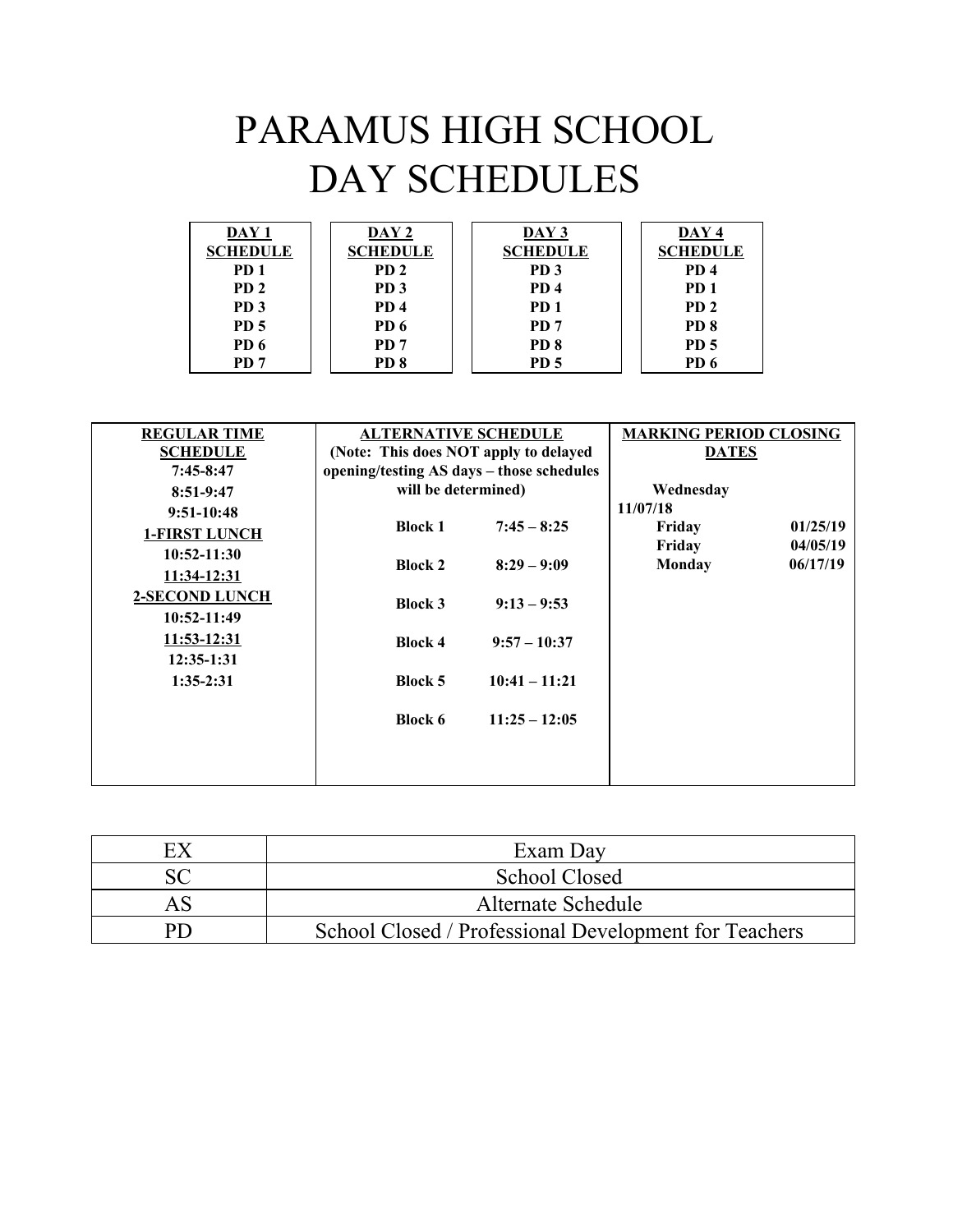# PARAMUS HIGH SCHOOL
# DAY SCHEDULES

| DAY 1 SCHEDULE | DAY 2 SCHEDULE | DAY 3 SCHEDULE | DAY 4 SCHEDULE |
|---|---|---|---|
| PD 1 | PD 2 | PD 3 | PD 4 |
| PD 2 | PD 3 | PD 4 | PD 1 |
| PD 3 | PD 4 | PD 1 | PD 2 |
| PD 5 | PD 6 | PD 7 | PD 8 |
| PD 6 | PD 7 | PD 8 | PD 5 |
| PD 7 | PD 8 | PD 5 | PD 6 |

**REGULAR TIME SCHEDULE**

7:45-8:47
8:51-9:47
9:51-10:48

**1-FIRST LUNCH**
10:52-11:30
11:34-12:31

**2-SECOND LUNCH**
10:52-11:49
11:53-12:31

12:35-1:31
1:35-2:31

**ALTERNATIVE SCHEDULE**
**(Note: This does NOT apply to delayed opening/testing AS days – those schedules will be determined)**

| Block | Time |
|---|---|
| Block 1 | 7:45 – 8:25 |
| Block 2 | 8:29 – 9:09 |
| Block 3 | 9:13 – 9:53 |
| Block 4 | 9:57 – 10:37 |
| Block 5 | 10:41 – 11:21 |
| Block 6 | 11:25 – 12:05 |

**MARKING PERIOD CLOSING DATES**

| Day | Date |
|---|---|
| Wednesday | 11/07/18 |
| Friday | 01/25/19 |
| Friday | 04/05/19 |
| Monday | 06/17/19 |

| Code | Meaning |
|---|---|
| EX | Exam Day |
| SC | School Closed |
| AS | Alternate Schedule |
| PD | School Closed / Professional Development for Teachers |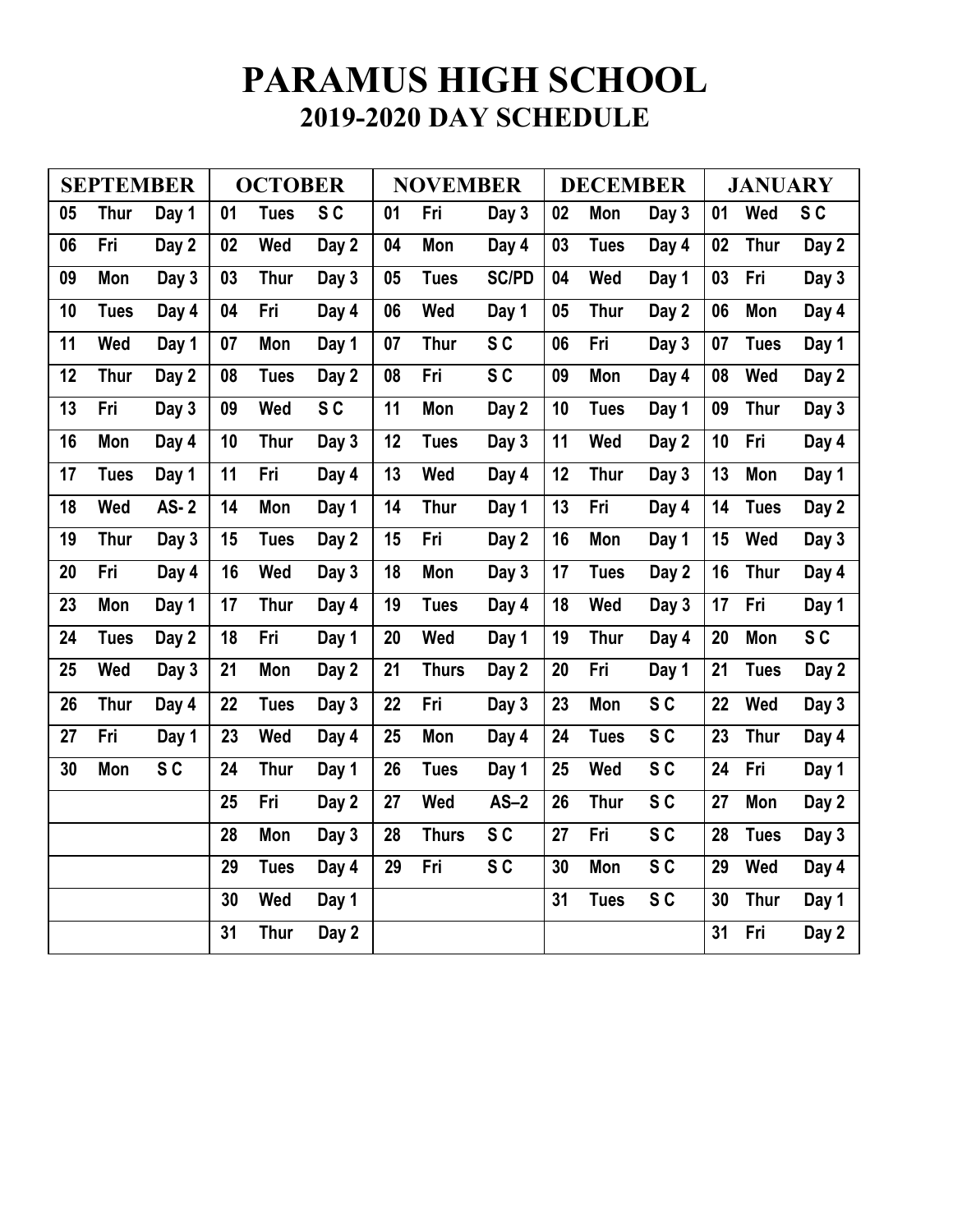# PARAMUS HIGH SCHOOL
## 2019-2020 DAY SCHEDULE

| SEPTEMBER | | | OCTOBER | | | NOVEMBER | | | DECEMBER | | | JANUARY | | |
|---|---|---|---|---|---|---|---|---|---|---|---|---|---|---|
| 05 | Thur | Day 1 | 01 | Tues | S C | 01 | Fri | Day 3 | 02 | Mon | Day 3 | 01 | Wed | S C |
| 06 | Fri | Day 2 | 02 | Wed | Day 2 | 04 | Mon | Day 4 | 03 | Tues | Day 4 | 02 | Thur | Day 2 |
| 09 | Mon | Day 3 | 03 | Thur | Day 3 | 05 | Tues | SC/PD | 04 | Wed | Day 1 | 03 | Fri | Day 3 |
| 10 | Tues | Day 4 | 04 | Fri | Day 4 | 06 | Wed | Day 1 | 05 | Thur | Day 2 | 06 | Mon | Day 4 |
| 11 | Wed | Day 1 | 07 | Mon | Day 1 | 07 | Thur | S C | 06 | Fri | Day 3 | 07 | Tues | Day 1 |
| 12 | Thur | Day 2 | 08 | Tues | Day 2 | 08 | Fri | S C | 09 | Mon | Day 4 | 08 | Wed | Day 2 |
| 13 | Fri | Day 3 | 09 | Wed | S C | 11 | Mon | Day 2 | 10 | Tues | Day 1 | 09 | Thur | Day 3 |
| 16 | Mon | Day 4 | 10 | Thur | Day 3 | 12 | Tues | Day 3 | 11 | Wed | Day 2 | 10 | Fri | Day 4 |
| 17 | Tues | Day 1 | 11 | Fri | Day 4 | 13 | Wed | Day 4 | 12 | Thur | Day 3 | 13 | Mon | Day 1 |
| 18 | Wed | AS- 2 | 14 | Mon | Day 1 | 14 | Thur | Day 1 | 13 | Fri | Day 4 | 14 | Tues | Day 2 |
| 19 | Thur | Day 3 | 15 | Tues | Day 2 | 15 | Fri | Day 2 | 16 | Mon | Day 1 | 15 | Wed | Day 3 |
| 20 | Fri | Day 4 | 16 | Wed | Day 3 | 18 | Mon | Day 3 | 17 | Tues | Day 2 | 16 | Thur | Day 4 |
| 23 | Mon | Day 1 | 17 | Thur | Day 4 | 19 | Tues | Day 4 | 18 | Wed | Day 3 | 17 | Fri | Day 1 |
| 24 | Tues | Day 2 | 18 | Fri | Day 1 | 20 | Wed | Day 1 | 19 | Thur | Day 4 | 20 | Mon | S C |
| 25 | Wed | Day 3 | 21 | Mon | Day 2 | 21 | Thurs | Day 2 | 20 | Fri | Day 1 | 21 | Tues | Day 2 |
| 26 | Thur | Day 4 | 22 | Tues | Day 3 | 22 | Fri | Day 3 | 23 | Mon | S C | 22 | Wed | Day 3 |
| 27 | Fri | Day 1 | 23 | Wed | Day 4 | 25 | Mon | Day 4 | 24 | Tues | S C | 23 | Thur | Day 4 |
| 30 | Mon | S C | 24 | Thur | Day 1 | 26 | Tues | Day 1 | 25 | Wed | S C | 24 | Fri | Day 1 |
| | | | 25 | Fri | Day 2 | 27 | Wed | AS–2 | 26 | Thur | S C | 27 | Mon | Day 2 |
| | | | 28 | Mon | Day 3 | 28 | Thurs | S C | 27 | Fri | S C | 28 | Tues | Day 3 |
| | | | 29 | Tues | Day 4 | 29 | Fri | S C | 30 | Mon | S C | 29 | Wed | Day 4 |
| | | | 30 | Wed | Day 1 | | | | 31 | Tues | S C | 30 | Thur | Day 1 |
| | | | 31 | Thur | Day 2 | | | | | | | 31 | Fri | Day 2 |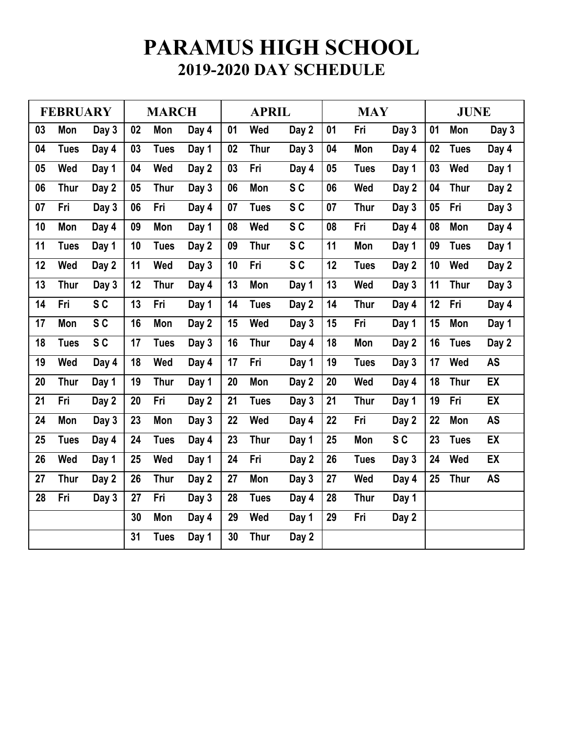# PARAMUS HIGH SCHOOL

## 2019-2020 DAY SCHEDULE

| FEBRUARY | | | MARCH | | | APRIL | | | MAY | | | JUNE | | |
|---|---|---|---|---|---|---|---|---|---|---|---|---|---|---|
| 03 | Mon | Day 3 | 02 | Mon | Day 4 | 01 | Wed | Day 2 | 01 | Fri | Day 3 | 01 | Mon | Day 3 |
| 04 | Tues | Day 4 | 03 | Tues | Day 1 | 02 | Thur | Day 3 | 04 | Mon | Day 4 | 02 | Tues | Day 4 |
| 05 | Wed | Day 1 | 04 | Wed | Day 2 | 03 | Fri | Day 4 | 05 | Tues | Day 1 | 03 | Wed | Day 1 |
| 06 | Thur | Day 2 | 05 | Thur | Day 3 | 06 | Mon | S C | 06 | Wed | Day 2 | 04 | Thur | Day 2 |
| 07 | Fri | Day 3 | 06 | Fri | Day 4 | 07 | Tues | S C | 07 | Thur | Day 3 | 05 | Fri | Day 3 |
| 10 | Mon | Day 4 | 09 | Mon | Day 1 | 08 | Wed | S C | 08 | Fri | Day 4 | 08 | Mon | Day 4 |
| 11 | Tues | Day 1 | 10 | Tues | Day 2 | 09 | Thur | S C | 11 | Mon | Day 1 | 09 | Tues | Day 1 |
| 12 | Wed | Day 2 | 11 | Wed | Day 3 | 10 | Fri | S C | 12 | Tues | Day 2 | 10 | Wed | Day 2 |
| 13 | Thur | Day 3 | 12 | Thur | Day 4 | 13 | Mon | Day 1 | 13 | Wed | Day 3 | 11 | Thur | Day 3 |
| 14 | Fri | S C | 13 | Fri | Day 1 | 14 | Tues | Day 2 | 14 | Thur | Day 4 | 12 | Fri | Day 4 |
| 17 | Mon | S C | 16 | Mon | Day 2 | 15 | Wed | Day 3 | 15 | Fri | Day 1 | 15 | Mon | Day 1 |
| 18 | Tues | S C | 17 | Tues | Day 3 | 16 | Thur | Day 4 | 18 | Mon | Day 2 | 16 | Tues | Day 2 |
| 19 | Wed | Day 4 | 18 | Wed | Day 4 | 17 | Fri | Day 1 | 19 | Tues | Day 3 | 17 | Wed | AS |
| 20 | Thur | Day 1 | 19 | Thur | Day 1 | 20 | Mon | Day 2 | 20 | Wed | Day 4 | 18 | Thur | EX |
| 21 | Fri | Day 2 | 20 | Fri | Day 2 | 21 | Tues | Day 3 | 21 | Thur | Day 1 | 19 | Fri | EX |
| 24 | Mon | Day 3 | 23 | Mon | Day 3 | 22 | Wed | Day 4 | 22 | Fri | Day 2 | 22 | Mon | AS |
| 25 | Tues | Day 4 | 24 | Tues | Day 4 | 23 | Thur | Day 1 | 25 | Mon | S C | 23 | Tues | EX |
| 26 | Wed | Day 1 | 25 | Wed | Day 1 | 24 | Fri | Day 2 | 26 | Tues | Day 3 | 24 | Wed | EX |
| 27 | Thur | Day 2 | 26 | Thur | Day 2 | 27 | Mon | Day 3 | 27 | Wed | Day 4 | 25 | Thur | AS |
| 28 | Fri | Day 3 | 27 | Fri | Day 3 | 28 | Tues | Day 4 | 28 | Thur | Day 1 | | | |
| | | | 30 | Mon | Day 4 | 29 | Wed | Day 1 | 29 | Fri | Day 2 | | | |
| | | | 31 | Tues | Day 1 | 30 | Thur | Day 2 | | | | | | |